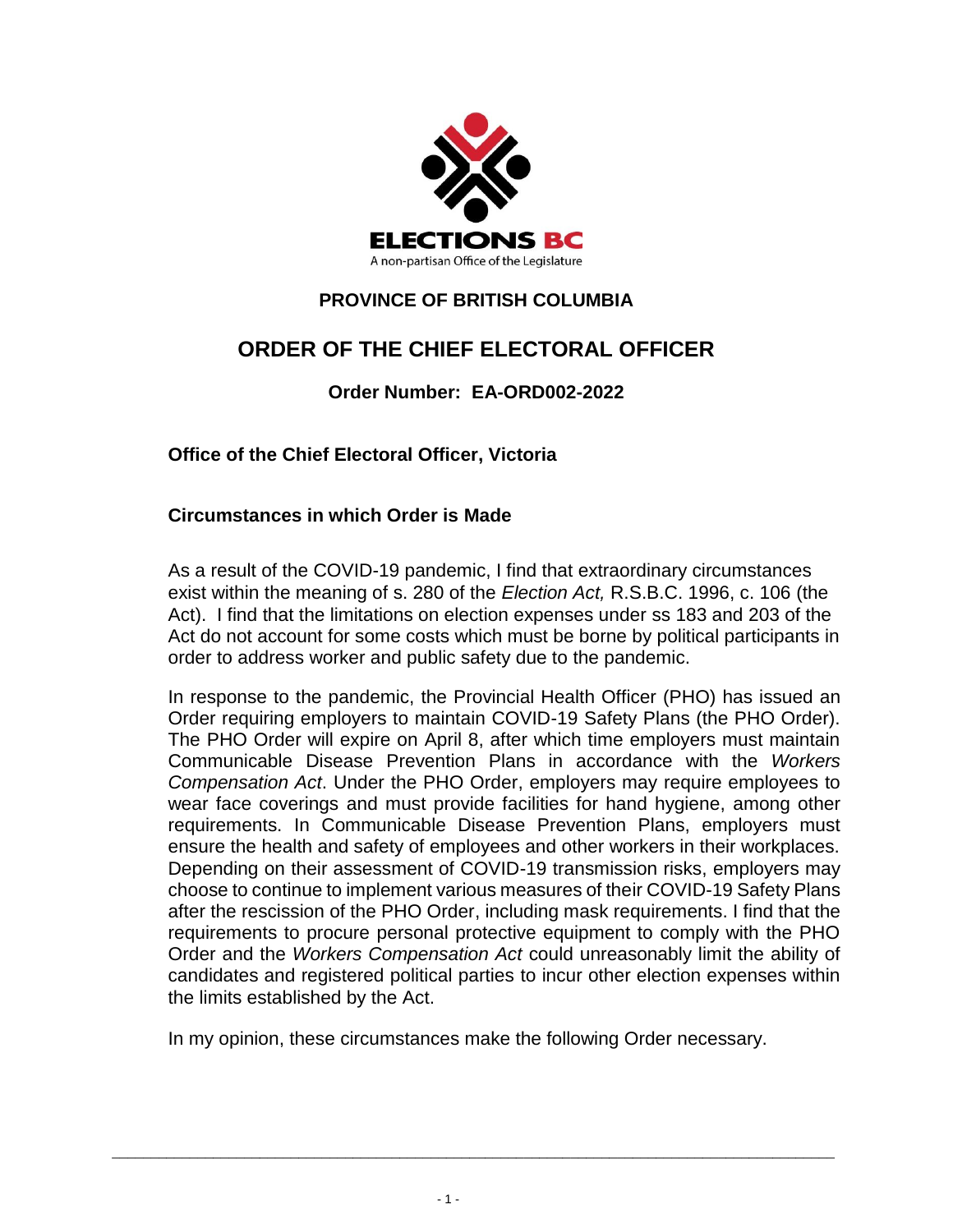ELECTIONS BC

A non-partisan Office of the Legislature

## PROVINCE OF BRITISH COLUMBIA

# ORDER OF THE CHIEF ELECTORAL OFFICER

### Order Number: EA-ORD002-2022

**Office of the Chief Electoral Officer, Victoria**

**Circumstances in which Order is Made**

As a result of the COVID-19 pandemic, I find that extraordinary circumstances exist within the meaning of s. 280 of the *Election Act,* R.S.B.C. 1996, c. 106 (the Act). I find that the limitations on election expenses under ss 183 and 203 of the Act do not account for some costs which must be borne by political participants in order to address worker and public safety due to the pandemic.

In response to the pandemic, the Provincial Health Officer (PHO) has issued an Order requiring employers to maintain COVID-19 Safety Plans (the PHO Order). The PHO Order will expire on April 8, after which time employers must maintain Communicable Disease Prevention Plans in accordance with the *Workers Compensation Act*. Under the PHO Order, employers may require employees to wear face coverings and must provide facilities for hand hygiene, among other requirements. In Communicable Disease Prevention Plans, employers must ensure the health and safety of employees and other workers in their workplaces. Depending on their assessment of COVID-19 transmission risks, employers may choose to continue to implement various measures of their COVID-19 Safety Plans after the rescission of the PHO Order, including mask requirements. I find that the requirements to procure personal protective equipment to comply with the PHO Order and the *Workers Compensation Act* could unreasonably limit the ability of candidates and registered political parties to incur other election expenses within the limits established by the Act.

In my opinion, these circumstances make the following Order necessary.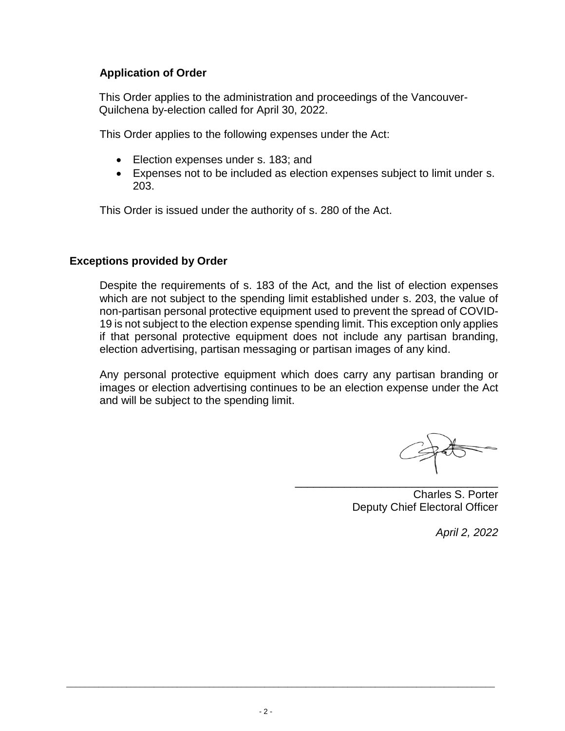## Application of Order

This Order applies to the administration and proceedings of the Vancouver-Quilchena by-election called for April 30, 2022.

This Order applies to the following expenses under the Act:

- Election expenses under s. 183; and
- Expenses not to be included as election expenses subject to limit under s. 203.

This Order is issued under the authority of s. 280 of the Act.

## Exceptions provided by Order

Despite the requirements of s. 183 of the Act*,* and the list of election expenses which are not subject to the spending limit established under s. 203, the value of non-partisan personal protective equipment used to prevent the spread of COVID-19 is not subject to the election expense spending limit. This exception only applies if that personal protective equipment does not include any partisan branding, election advertising, partisan messaging or partisan images of any kind.

Any personal protective equipment which does carry any partisan branding or images or election advertising continues to be an election expense under the Act and will be subject to the spending limit.

Charles S. Porter
Deputy Chief Electoral Officer

*April 2, 2022*